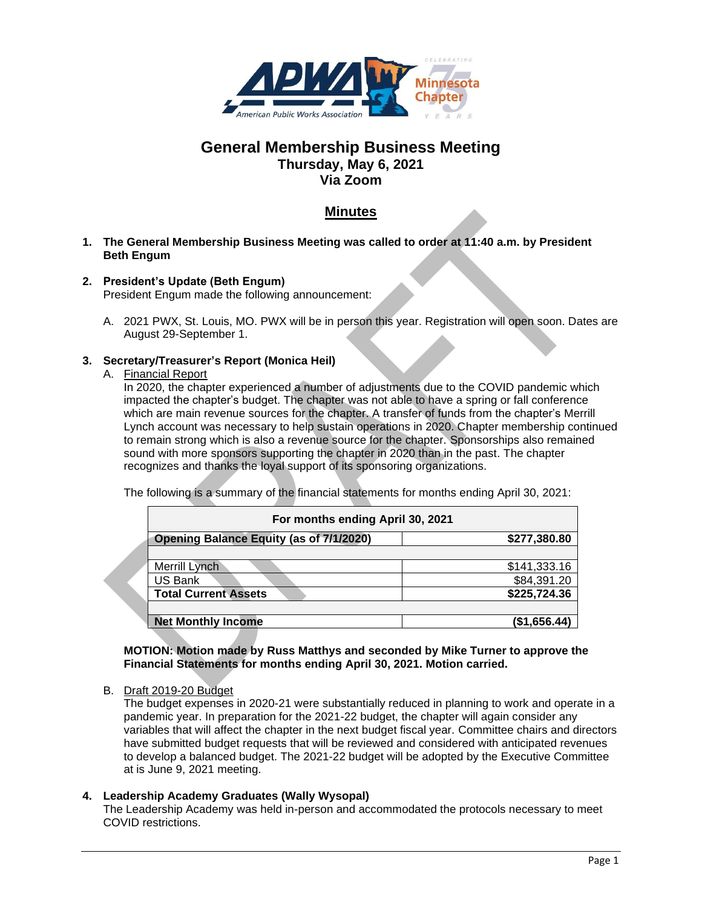# General Membership Business Meeting

## Thursday, May 6, 2021
## Via Zoom

## Minutes

1. **The General Membership Business Meeting was called to order at 11:40 a.m. by President Beth Engum**

2. **President's Update (Beth Engum)**
   President Engum made the following announcement:

   A. 2021 PWX, St. Louis, MO. PWX will be in person this year. Registration will open soon. Dates are August 29-September 1.

3. **Secretary/Treasurer's Report (Monica Heil)**

   A. Financial Report
   In 2020, the chapter experienced a number of adjustments due to the COVID pandemic which impacted the chapter's budget. The chapter was not able to have a spring or fall conference which are main revenue sources for the chapter. A transfer of funds from the chapter's Merrill Lynch account was necessary to help sustain operations in 2020. Chapter membership continued to remain strong which is also a revenue source for the chapter. Sponsorships also remained sound with more sponsors supporting the chapter in 2020 than in the past. The chapter recognizes and thanks the loyal support of its sponsoring organizations.

   The following is a summary of the financial statements for months ending April 30, 2021:

| For months ending April 30, 2021 | |
|---|---|
| **Opening Balance Equity (as of 7/1/2020)** | **$277,380.80** |
| | |
| Merrill Lynch | $141,333.16 |
| US Bank | $84,391.20 |
| **Total Current Assets** | **$225,724.36** |
| | |
| **Net Monthly Income** | **($1,656.44)** |

   **MOTION: Motion made by Russ Matthys and seconded by Mike Turner to approve the Financial Statements for months ending April 30, 2021. Motion carried.**

   B. Draft 2019-20 Budget
   The budget expenses in 2020-21 were substantially reduced in planning to work and operate in a pandemic year. In preparation for the 2021-22 budget, the chapter will again consider any variables that will affect the chapter in the next budget fiscal year. Committee chairs and directors have submitted budget requests that will be reviewed and considered with anticipated revenues to develop a balanced budget. The 2021-22 budget will be adopted by the Executive Committee at is June 9, 2021 meeting.

4. **Leadership Academy Graduates (Wally Wysopal)**
   The Leadership Academy was held in-person and accommodated the protocols necessary to meet COVID restrictions.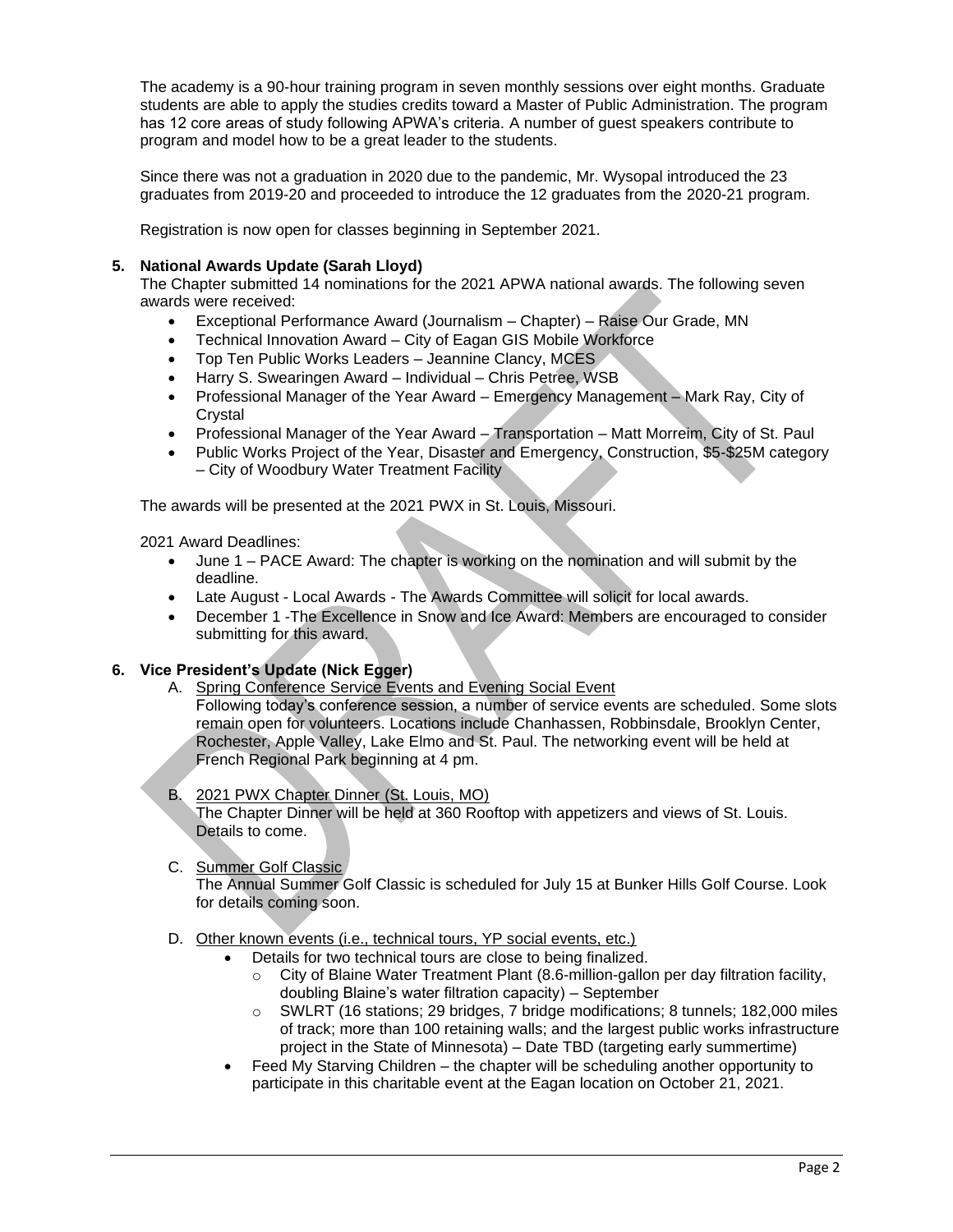The academy is a 90-hour training program in seven monthly sessions over eight months. Graduate students are able to apply the studies credits toward a Master of Public Administration. The program has 12 core areas of study following APWA's criteria. A number of guest speakers contribute to program and model how to be a great leader to the students.

Since there was not a graduation in 2020 due to the pandemic, Mr. Wysopal introduced the 23 graduates from 2019-20 and proceeded to introduce the 12 graduates from the 2020-21 program.

Registration is now open for classes beginning in September 2021.

**5. National Awards Update (Sarah Lloyd)**

The Chapter submitted 14 nominations for the 2021 APWA national awards. The following seven awards were received:

- Exceptional Performance Award (Journalism – Chapter) – Raise Our Grade, MN
- Technical Innovation Award – City of Eagan GIS Mobile Workforce
- Top Ten Public Works Leaders – Jeannine Clancy, MCES
- Harry S. Swearingen Award – Individual – Chris Petree, WSB
- Professional Manager of the Year Award – Emergency Management – Mark Ray, City of Crystal
- Professional Manager of the Year Award – Transportation – Matt Morreim, City of St. Paul
- Public Works Project of the Year, Disaster and Emergency, Construction, $5-$25M category – City of Woodbury Water Treatment Facility

The awards will be presented at the 2021 PWX in St. Louis, Missouri.

2021 Award Deadlines:

- June 1 – PACE Award: The chapter is working on the nomination and will submit by the deadline.
- Late August - Local Awards - The Awards Committee will solicit for local awards.
- December 1 -The Excellence in Snow and Ice Award: Members are encouraged to consider submitting for this award.

**6. Vice President's Update (Nick Egger)**

A. Spring Conference Service Events and Evening Social Event

Following today's conference session, a number of service events are scheduled. Some slots remain open for volunteers. Locations include Chanhassen, Robbinsdale, Brooklyn Center, Rochester, Apple Valley, Lake Elmo and St. Paul. The networking event will be held at French Regional Park beginning at 4 pm.

B. 2021 PWX Chapter Dinner (St. Louis, MO)

The Chapter Dinner will be held at 360 Rooftop with appetizers and views of St. Louis. Details to come.

C. Summer Golf Classic

The Annual Summer Golf Classic is scheduled for July 15 at Bunker Hills Golf Course. Look for details coming soon.

D. Other known events (i.e., technical tours, YP social events, etc.)

- Details for two technical tours are close to being finalized.
  - City of Blaine Water Treatment Plant (8.6-million-gallon per day filtration facility, doubling Blaine's water filtration capacity) – September
  - SWLRT (16 stations; 29 bridges, 7 bridge modifications; 8 tunnels; 182,000 miles of track; more than 100 retaining walls; and the largest public works infrastructure project in the State of Minnesota) – Date TBD (targeting early summertime)
- Feed My Starving Children – the chapter will be scheduling another opportunity to participate in this charitable event at the Eagan location on October 21, 2021.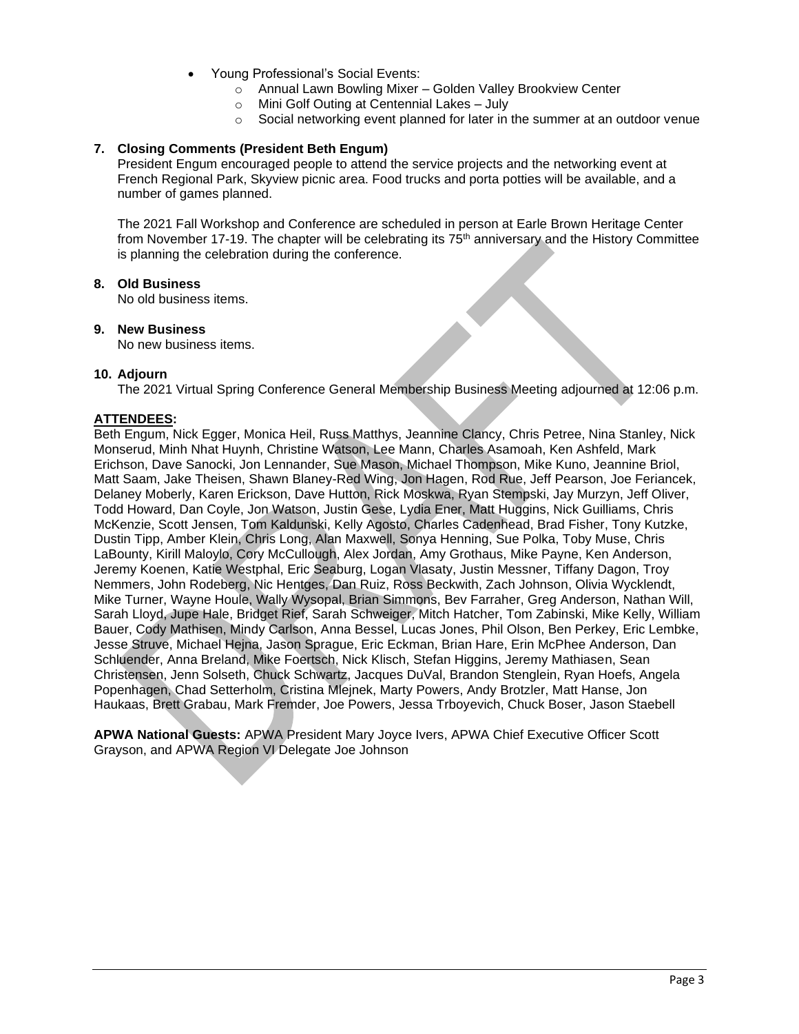- Young Professional's Social Events:
  - Annual Lawn Bowling Mixer – Golden Valley Brookview Center
  - Mini Golf Outing at Centennial Lakes – July
  - Social networking event planned for later in the summer at an outdoor venue

**7. Closing Comments (President Beth Engum)**

President Engum encouraged people to attend the service projects and the networking event at French Regional Park, Skyview picnic area. Food trucks and porta potties will be available, and a number of games planned.

The 2021 Fall Workshop and Conference are scheduled in person at Earle Brown Heritage Center from November 17-19. The chapter will be celebrating its 75th anniversary and the History Committee is planning the celebration during the conference.

**8. Old Business**

No old business items.

**9. New Business**

No new business items.

**10. Adjourn**

The 2021 Virtual Spring Conference General Membership Business Meeting adjourned at 12:06 p.m.

**ATTENDEES:**

Beth Engum, Nick Egger, Monica Heil, Russ Matthys, Jeannine Clancy, Chris Petree, Nina Stanley, Nick Monserud, Minh Nhat Huynh, Christine Watson, Lee Mann, Charles Asamoah, Ken Ashfeld, Mark Erichson, Dave Sanocki, Jon Lennander, Sue Mason, Michael Thompson, Mike Kuno, Jeannine Briol, Matt Saam, Jake Theisen, Shawn Blaney-Red Wing, Jon Hagen, Rod Rue, Jeff Pearson, Joe Feriancek, Delaney Moberly, Karen Erickson, Dave Hutton, Rick Moskwa, Ryan Stempski, Jay Murzyn, Jeff Oliver, Todd Howard, Dan Coyle, Jon Watson, Justin Gese, Lydia Ener, Matt Huggins, Nick Guilliams, Chris McKenzie, Scott Jensen, Tom Kaldunski, Kelly Agosto, Charles Cadenhead, Brad Fisher, Tony Kutzke, Dustin Tipp, Amber Klein, Chris Long, Alan Maxwell, Sonya Henning, Sue Polka, Toby Muse, Chris LaBounty, Kirill Maloylo, Cory McCullough, Alex Jordan, Amy Grothaus, Mike Payne, Ken Anderson, Jeremy Koenen, Katie Westphal, Eric Seaburg, Logan Vlasaty, Justin Messner, Tiffany Dagon, Troy Nemmers, John Rodeberg, Nic Hentges, Dan Ruiz, Ross Beckwith, Zach Johnson, Olivia Wycklendt, Mike Turner, Wayne Houle, Wally Wysopal, Brian Simmons, Bev Farraher, Greg Anderson, Nathan Will, Sarah Lloyd, Jupe Hale, Bridget Rief, Sarah Schweiger, Mitch Hatcher, Tom Zabinski, Mike Kelly, William Bauer, Cody Mathisen, Mindy Carlson, Anna Bessel, Lucas Jones, Phil Olson, Ben Perkey, Eric Lembke, Jesse Struve, Michael Hejna, Jason Sprague, Eric Eckman, Brian Hare, Erin McPhee Anderson, Dan Schluender, Anna Breland, Mike Foertsch, Nick Klisch, Stefan Higgins, Jeremy Mathiasen, Sean Christensen, Jenn Solseth, Chuck Schwartz, Jacques DuVal, Brandon Stenglein, Ryan Hoefs, Angela Popenhagen, Chad Setterholm, Cristina Mlejnek, Marty Powers, Andy Brotzler, Matt Hanse, Jon Haukaas, Brett Grabau, Mark Fremder, Joe Powers, Jessa Trboyevich, Chuck Boser, Jason Staebell

**APWA National Guests:** APWA President Mary Joyce Ivers, APWA Chief Executive Officer Scott Grayson, and APWA Region VI Delegate Joe Johnson